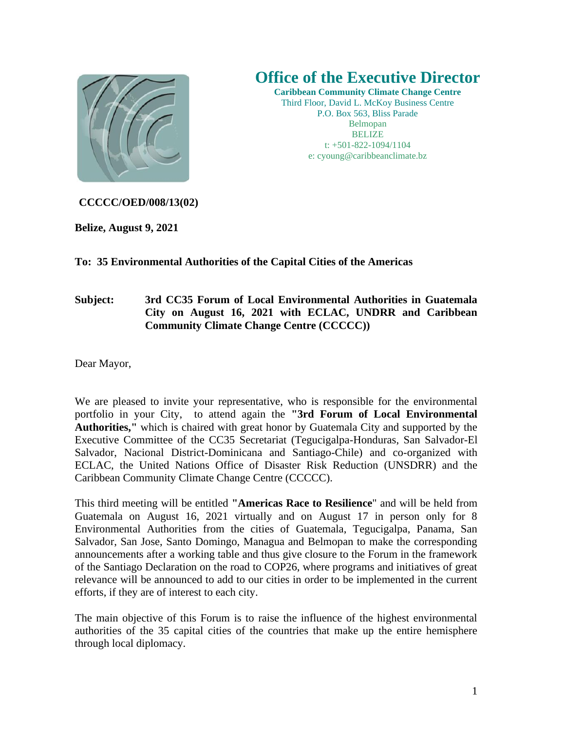# Office of the Executive Director

**Caribbean Community Climate Change Centre**
Third Floor, David L. McKoy Business Centre
P.O. Box 563, Bliss Parade
Belmopan
BELIZE
t: +501-822-1094/1104
e: cyoung@caribbeanclimate.bz

**CCCCC/OED/008/13(02)**

**Belize, August 9, 2021**

**To: 35 Environmental Authorities of the Capital Cities of the Americas**

**Subject: 3rd CC35 Forum of Local Environmental Authorities in Guatemala City on August 16, 2021 with ECLAC, UNDRR and Caribbean Community Climate Change Centre (CCCCC))**

Dear Mayor,

We are pleased to invite your representative, who is responsible for the environmental portfolio in your City, to attend again the **"3rd Forum of Local Environmental Authorities,"** which is chaired with great honor by Guatemala City and supported by the Executive Committee of the CC35 Secretariat (Tegucigalpa-Honduras, San Salvador-El Salvador, Nacional District-Dominicana and Santiago-Chile) and co-organized with ECLAC, the United Nations Office of Disaster Risk Reduction (UNSDRR) and the Caribbean Community Climate Change Centre (CCCCC).

This third meeting will be entitled **"Americas Race to Resilience**" and will be held from Guatemala on August 16, 2021 virtually and on August 17 in person only for 8 Environmental Authorities from the cities of Guatemala, Tegucigalpa, Panama, San Salvador, San Jose, Santo Domingo, Managua and Belmopan to make the corresponding announcements after a working table and thus give closure to the Forum in the framework of the Santiago Declaration on the road to COP26, where programs and initiatives of great relevance will be announced to add to our cities in order to be implemented in the current efforts, if they are of interest to each city.

The main objective of this Forum is to raise the influence of the highest environmental authorities of the 35 capital cities of the countries that make up the entire hemisphere through local diplomacy.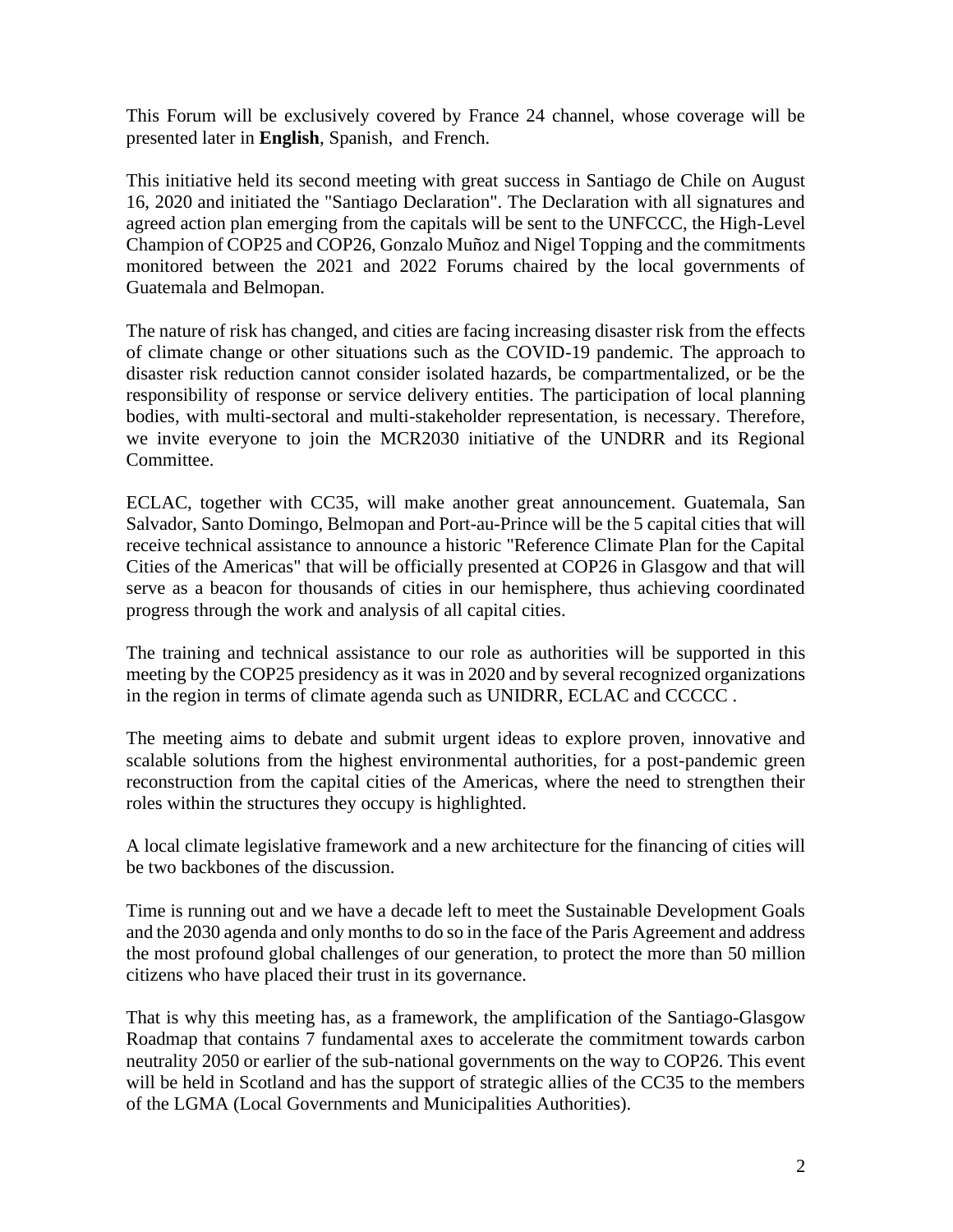This Forum will be exclusively covered by France 24 channel, whose coverage will be presented later in **English**, Spanish, and French.

This initiative held its second meeting with great success in Santiago de Chile on August 16, 2020 and initiated the "Santiago Declaration". The Declaration with all signatures and agreed action plan emerging from the capitals will be sent to the UNFCCC, the High-Level Champion of COP25 and COP26, Gonzalo Muñoz and Nigel Topping and the commitments monitored between the 2021 and 2022 Forums chaired by the local governments of Guatemala and Belmopan.

The nature of risk has changed, and cities are facing increasing disaster risk from the effects of climate change or other situations such as the COVID-19 pandemic. The approach to disaster risk reduction cannot consider isolated hazards, be compartmentalized, or be the responsibility of response or service delivery entities. The participation of local planning bodies, with multi-sectoral and multi-stakeholder representation, is necessary. Therefore, we invite everyone to join the MCR2030 initiative of the UNDRR and its Regional Committee.

ECLAC, together with CC35, will make another great announcement. Guatemala, San Salvador, Santo Domingo, Belmopan and Port-au-Prince will be the 5 capital cities that will receive technical assistance to announce a historic "Reference Climate Plan for the Capital Cities of the Americas" that will be officially presented at COP26 in Glasgow and that will serve as a beacon for thousands of cities in our hemisphere, thus achieving coordinated progress through the work and analysis of all capital cities.

The training and technical assistance to our role as authorities will be supported in this meeting by the COP25 presidency as it was in 2020 and by several recognized organizations in the region in terms of climate agenda such as UNIDRR, ECLAC and CCCCC .

The meeting aims to debate and submit urgent ideas to explore proven, innovative and scalable solutions from the highest environmental authorities, for a post-pandemic green reconstruction from the capital cities of the Americas, where the need to strengthen their roles within the structures they occupy is highlighted.

A local climate legislative framework and a new architecture for the financing of cities will be two backbones of the discussion.

Time is running out and we have a decade left to meet the Sustainable Development Goals and the 2030 agenda and only months to do so in the face of the Paris Agreement and address the most profound global challenges of our generation, to protect the more than 50 million citizens who have placed their trust in its governance.

That is why this meeting has, as a framework, the amplification of the Santiago-Glasgow Roadmap that contains 7 fundamental axes to accelerate the commitment towards carbon neutrality 2050 or earlier of the sub-national governments on the way to COP26. This event will be held in Scotland and has the support of strategic allies of the CC35 to the members of the LGMA (Local Governments and Municipalities Authorities).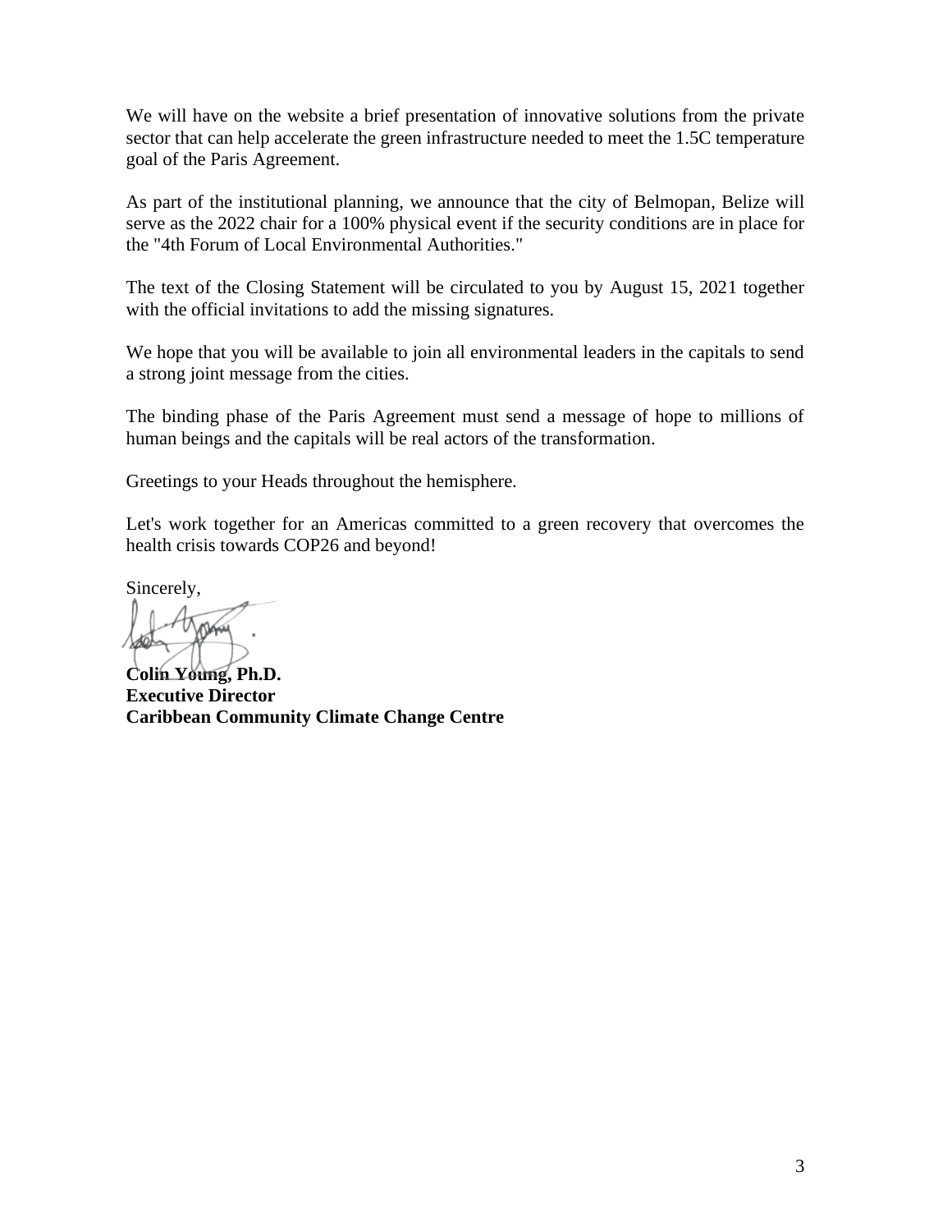We will have on the website a brief presentation of innovative solutions from the private sector that can help accelerate the green infrastructure needed to meet the 1.5C temperature goal of the Paris Agreement.

As part of the institutional planning, we announce that the city of Belmopan, Belize will serve as the 2022 chair for a 100% physical event if the security conditions are in place for the "4th Forum of Local Environmental Authorities."

The text of the Closing Statement will be circulated to you by August 15, 2021 together with the official invitations to add the missing signatures.

We hope that you will be available to join all environmental leaders in the capitals to send a strong joint message from the cities.

The binding phase of the Paris Agreement must send a message of hope to millions of human beings and the capitals will be real actors of the transformation.

Greetings to your Heads throughout the hemisphere.

Let's work together for an Americas committed to a green recovery that overcomes the health crisis towards COP26 and beyond!

Sincerely,

**Colin Young, Ph.D.**
**Executive Director**
**Caribbean Community Climate Change Centre**